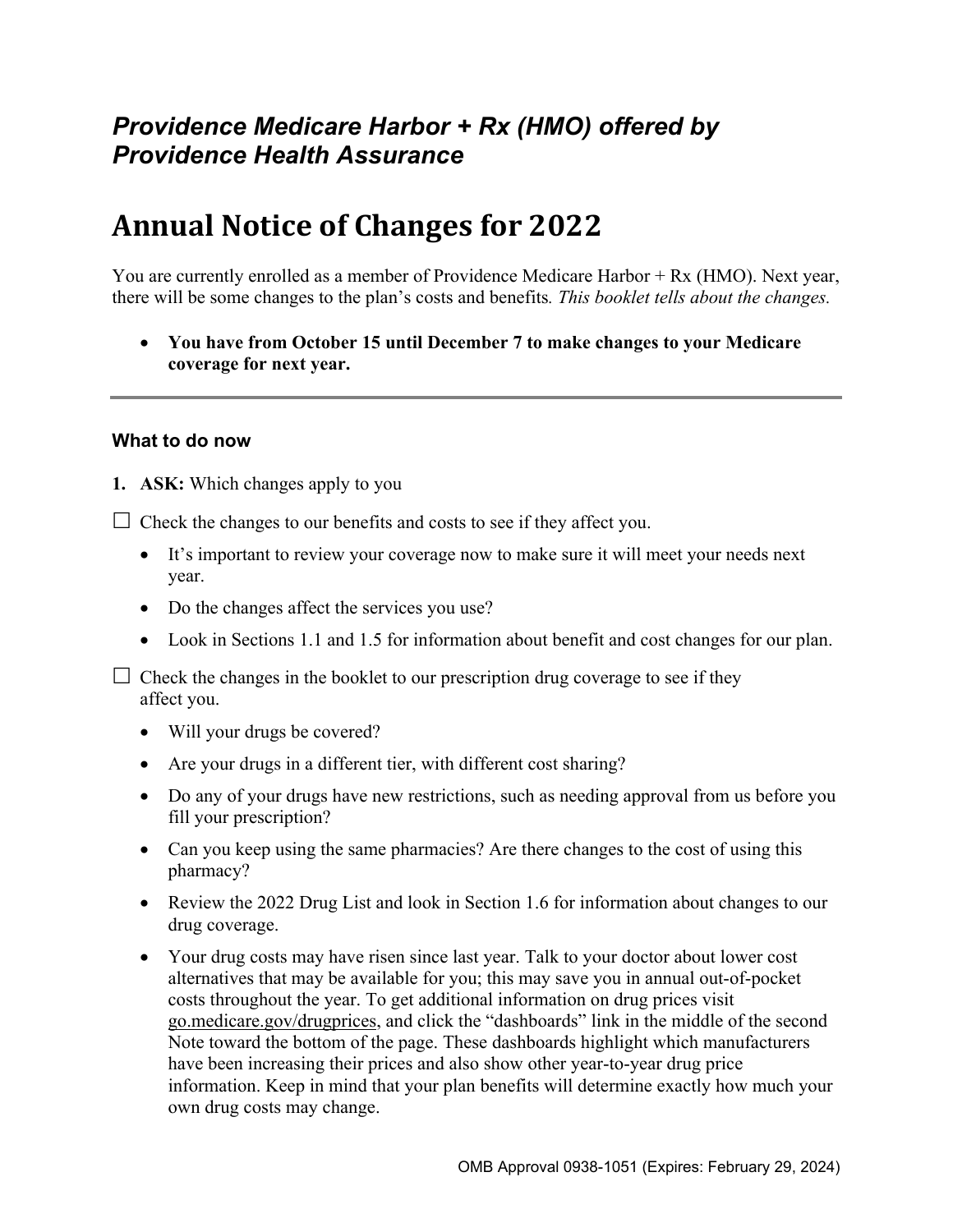*Providence Medicare Harbor + Rx (HMO) offered by Providence Health Assurance*

# Annual Notice of Changes for 2022

You are currently enrolled as a member of Providence Medicare Harbor + Rx (HMO). Next year, there will be some changes to the plan's costs and benefits*. This booklet tells about the changes.*

- **You have from October 15 until December 7 to make changes to your Medicare coverage for next year.**

---

### What to do now

1. **ASK:** Which changes apply to you

☐ Check the changes to our benefits and costs to see if they affect you.

- It's important to review your coverage now to make sure it will meet your needs next year.
- Do the changes affect the services you use?
- Look in Sections 1.1 and 1.5 for information about benefit and cost changes for our plan.

☐ Check the changes in the booklet to our prescription drug coverage to see if they affect you.

- Will your drugs be covered?
- Are your drugs in a different tier, with different cost sharing?
- Do any of your drugs have new restrictions, such as needing approval from us before you fill your prescription?
- Can you keep using the same pharmacies? Are there changes to the cost of using this pharmacy?
- Review the 2022 Drug List and look in Section 1.6 for information about changes to our drug coverage.
- Your drug costs may have risen since last year. Talk to your doctor about lower cost alternatives that may be available for you; this may save you in annual out-of-pocket costs throughout the year. To get additional information on drug prices visit go.medicare.gov/drugprices, and click the "dashboards" link in the middle of the second Note toward the bottom of the page. These dashboards highlight which manufacturers have been increasing their prices and also show other year-to-year drug price information. Keep in mind that your plan benefits will determine exactly how much your own drug costs may change.

OMB Approval 0938-1051 (Expires: February 29, 2024)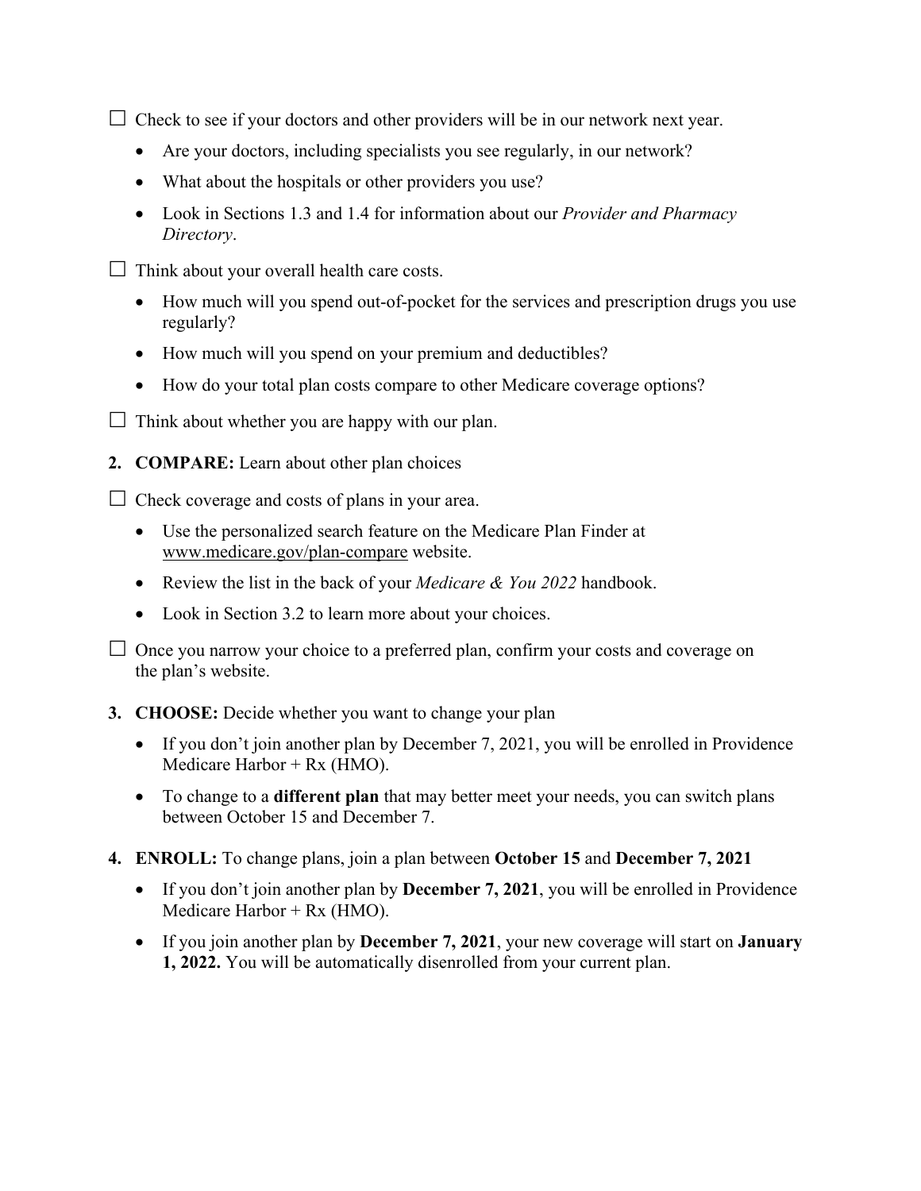☐ Check to see if your doctors and other providers will be in our network next year.

- Are your doctors, including specialists you see regularly, in our network?
- What about the hospitals or other providers you use?
- Look in Sections 1.3 and 1.4 for information about our *Provider and Pharmacy Directory*.

☐ Think about your overall health care costs.

- How much will you spend out-of-pocket for the services and prescription drugs you use regularly?
- How much will you spend on your premium and deductibles?
- How do your total plan costs compare to other Medicare coverage options?

☐ Think about whether you are happy with our plan.

2. **COMPARE:** Learn about other plan choices

☐ Check coverage and costs of plans in your area.

- Use the personalized search feature on the Medicare Plan Finder at www.medicare.gov/plan-compare website.
- Review the list in the back of your *Medicare & You 2022* handbook.
- Look in Section 3.2 to learn more about your choices.

☐ Once you narrow your choice to a preferred plan, confirm your costs and coverage on the plan's website.

3. **CHOOSE:** Decide whether you want to change your plan
   - If you don't join another plan by December 7, 2021, you will be enrolled in Providence Medicare Harbor + Rx (HMO).
   - To change to a **different plan** that may better meet your needs, you can switch plans between October 15 and December 7.

4. **ENROLL:** To change plans, join a plan between **October 15** and **December 7, 2021**
   - If you don't join another plan by **December 7, 2021**, you will be enrolled in Providence Medicare Harbor + Rx (HMO).
   - If you join another plan by **December 7, 2021**, your new coverage will start on **January 1, 2022.** You will be automatically disenrolled from your current plan.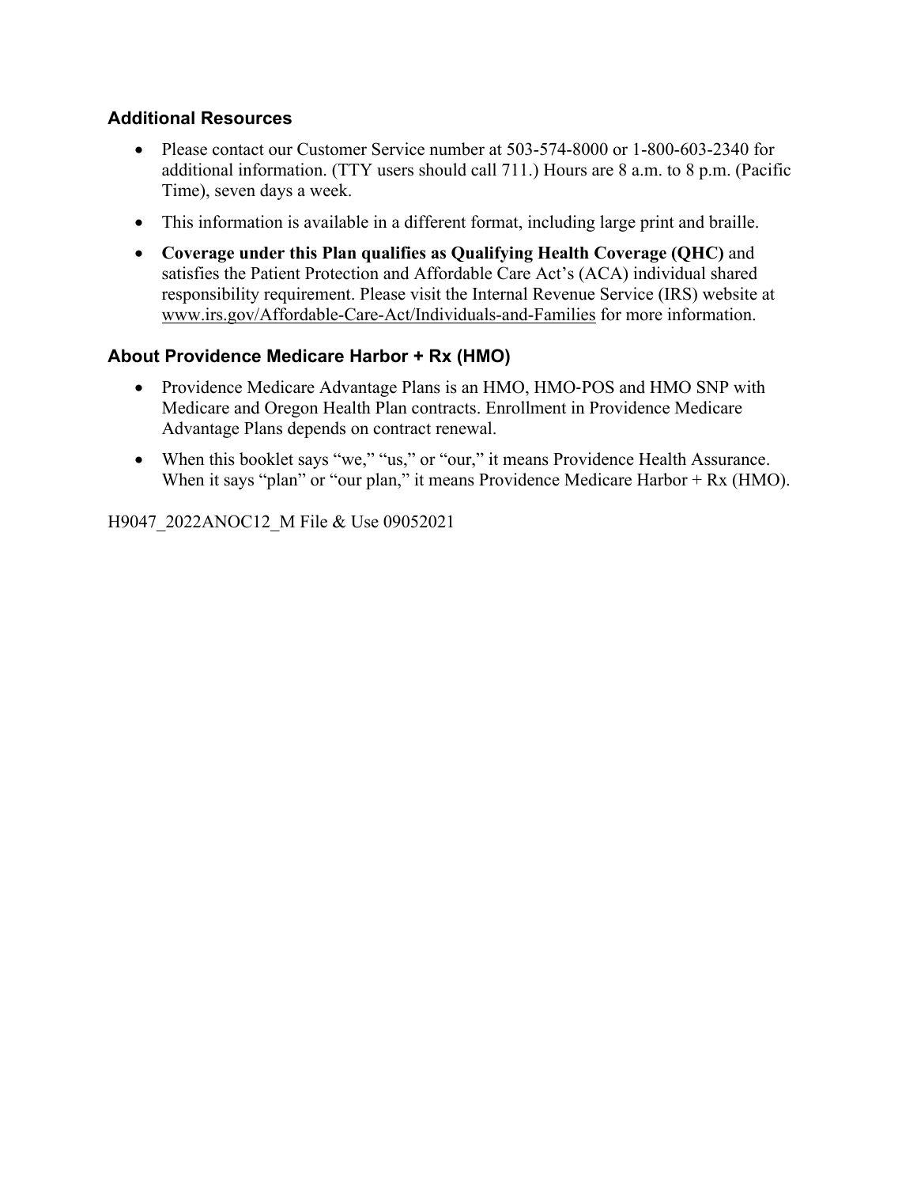### Additional Resources

- Please contact our Customer Service number at 503-574-8000 or 1-800-603-2340 for additional information. (TTY users should call 711.) Hours are 8 a.m. to 8 p.m. (Pacific Time), seven days a week.
- This information is available in a different format, including large print and braille.
- **Coverage under this Plan qualifies as Qualifying Health Coverage (QHC)** and satisfies the Patient Protection and Affordable Care Act's (ACA) individual shared responsibility requirement. Please visit the Internal Revenue Service (IRS) website at www.irs.gov/Affordable-Care-Act/Individuals-and-Families for more information.

### About Providence Medicare Harbor + Rx (HMO)

- Providence Medicare Advantage Plans is an HMO, HMO-POS and HMO SNP with Medicare and Oregon Health Plan contracts. Enrollment in Providence Medicare Advantage Plans depends on contract renewal.
- When this booklet says "we," "us," or "our," it means Providence Health Assurance. When it says "plan" or "our plan," it means Providence Medicare Harbor + Rx (HMO).

H9047_2022ANOC12_M File & Use 09052021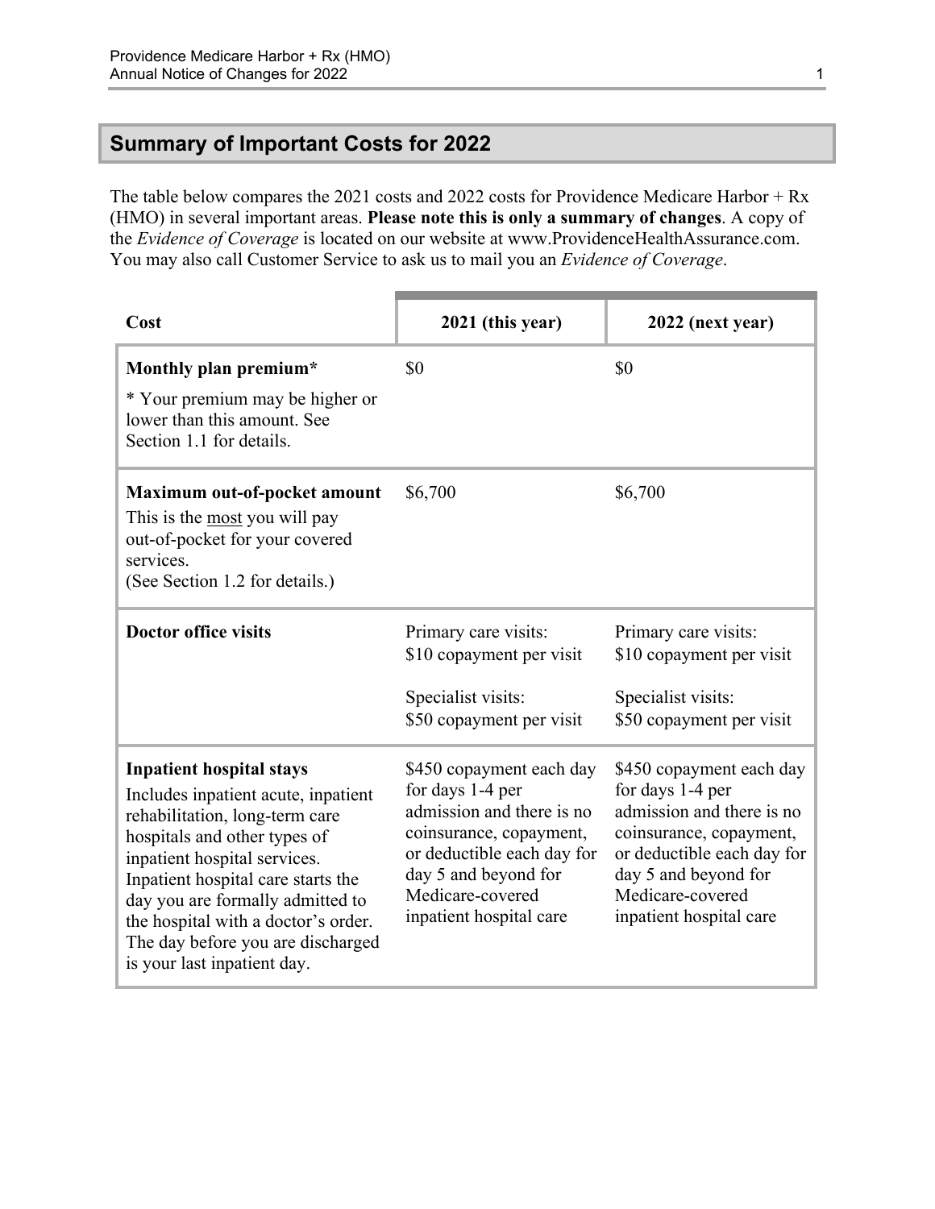## Summary of Important Costs for 2022

The table below compares the 2021 costs and 2022 costs for Providence Medicare Harbor + Rx (HMO) in several important areas. **Please note this is only a summary of changes**. A copy of the *Evidence of Coverage* is located on our website at www.ProvidenceHealthAssurance.com. You may also call Customer Service to ask us to mail you an *Evidence of Coverage*.

| Cost | 2021 (this year) | 2022 (next year) |
|---|---|---|
| **Monthly plan premium***<br><br>* Your premium may be higher or lower than this amount. See Section 1.1 for details. | $0 | $0 |
| **Maximum out-of-pocket amount**<br>This is the most you will pay out-of-pocket for your covered services.<br>(See Section 1.2 for details.) | $6,700 | $6,700 |
| **Doctor office visits** | Primary care visits:<br>$10 copayment per visit<br><br>Specialist visits:<br>$50 copayment per visit | Primary care visits:<br>$10 copayment per visit<br><br>Specialist visits:<br>$50 copayment per visit |
| **Inpatient hospital stays**<br>Includes inpatient acute, inpatient rehabilitation, long-term care hospitals and other types of inpatient hospital services. Inpatient hospital care starts the day you are formally admitted to the hospital with a doctor's order. The day before you are discharged is your last inpatient day. | $450 copayment each day for days 1-4 per admission and there is no coinsurance, copayment, or deductible each day for day 5 and beyond for Medicare-covered inpatient hospital care | $450 copayment each day for days 1-4 per admission and there is no coinsurance, copayment, or deductible each day for day 5 and beyond for Medicare-covered inpatient hospital care |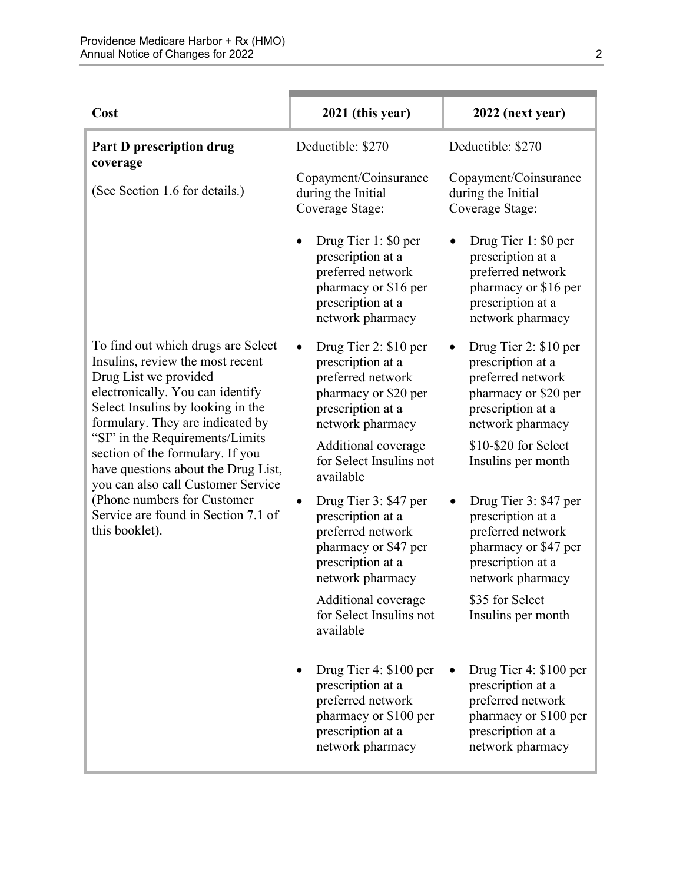| Cost | 2021 (this year) | 2022 (next year) |
|---|---|---|
| **Part D prescription drug coverage**<br><br>(See Section 1.6 for details.)<br><br>To find out which drugs are Select Insulins, review the most recent Drug List we provided electronically. You can identify Select Insulins by looking in the formulary. They are indicated by "SI" in the Requirements/Limits section of the formulary. If you have questions about the Drug List, you can also call Customer Service (Phone numbers for Customer Service are found in Section 7.1 of this booklet). | Deductible: $270<br><br>Copayment/Coinsurance during the Initial Coverage Stage:<br><br>• Drug Tier 1: $0 per prescription at a preferred network pharmacy or $16 per prescription at a network pharmacy<br><br>• Drug Tier 2: $10 per prescription at a preferred network pharmacy or $20 per prescription at a network pharmacy<br>Additional coverage for Select Insulins not available<br><br>• Drug Tier 3: $47 per prescription at a preferred network pharmacy or $47 per prescription at a network pharmacy<br>Additional coverage for Select Insulins not available<br><br>• Drug Tier 4: $100 per prescription at a preferred network pharmacy or $100 per prescription at a network pharmacy | Deductible: $270<br><br>Copayment/Coinsurance during the Initial Coverage Stage:<br><br>• Drug Tier 1: $0 per prescription at a preferred network pharmacy or $16 per prescription at a network pharmacy<br><br>• Drug Tier 2: $10 per prescription at a preferred network pharmacy or $20 per prescription at a network pharmacy<br>$10-$20 for Select Insulins per month<br><br>• Drug Tier 3: $47 per prescription at a preferred network pharmacy or $47 per prescription at a network pharmacy<br>$35 for Select Insulins per month<br><br>• Drug Tier 4: $100 per prescription at a preferred network pharmacy or $100 per prescription at a network pharmacy |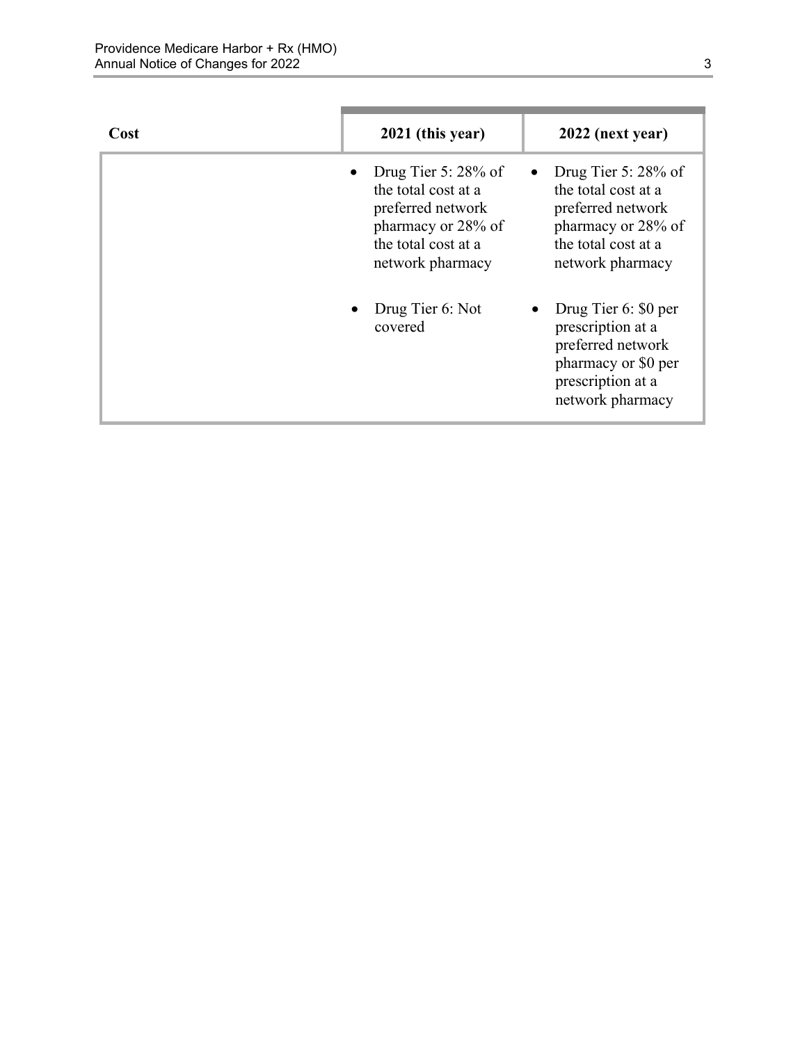| Cost | 2021 (this year) | 2022 (next year) |
|---|---|---|
| | • Drug Tier 5: 28% of the total cost at a preferred network pharmacy or 28% of the total cost at a network pharmacy<br><br>• Drug Tier 6: Not covered | • Drug Tier 5: 28% of the total cost at a preferred network pharmacy or 28% of the total cost at a network pharmacy<br><br>• Drug Tier 6: $0 per prescription at a preferred network pharmacy or $0 per prescription at a network pharmacy |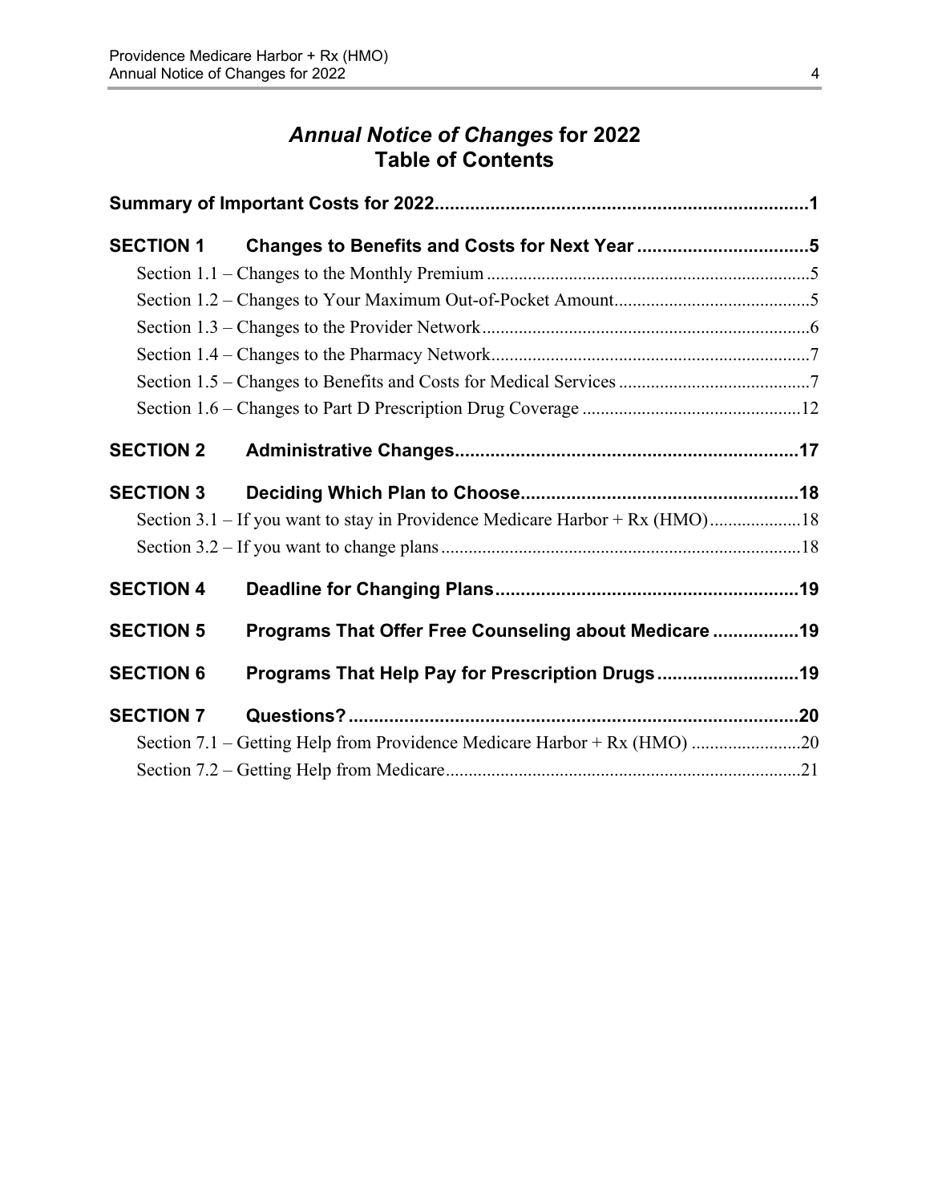# *Annual Notice of Changes* for 2022
# Table of Contents

**Summary of Important Costs for 2022.........................................................................1**

**SECTION 1 Changes to Benefits and Costs for Next Year ..................................5**

Section 1.1 – Changes to the Monthly Premium .......................................................................5

Section 1.2 – Changes to Your Maximum Out-of-Pocket Amount...........................................5

Section 1.3 – Changes to the Provider Network........................................................................6

Section 1.4 – Changes to the Pharmacy Network......................................................................7

Section 1.5 – Changes to Benefits and Costs for Medical Services ..........................................7

Section 1.6 – Changes to Part D Prescription Drug Coverage ................................................12

**SECTION 2 Administrative Changes...................................................................17**

**SECTION 3 Deciding Which Plan to Choose.......................................................18**

Section 3.1 – If you want to stay in Providence Medicare Harbor + Rx (HMO)....................18

Section 3.2 – If you want to change plans ..............................................................................18

**SECTION 4 Deadline for Changing Plans............................................................19**

**SECTION 5 Programs That Offer Free Counseling about Medicare .................19**

**SECTION 6 Programs That Help Pay for Prescription Drugs............................19**

**SECTION 7 Questions?.........................................................................................20**

Section 7.1 – Getting Help from Providence Medicare Harbor + Rx (HMO) ........................20

Section 7.2 – Getting Help from Medicare..............................................................................21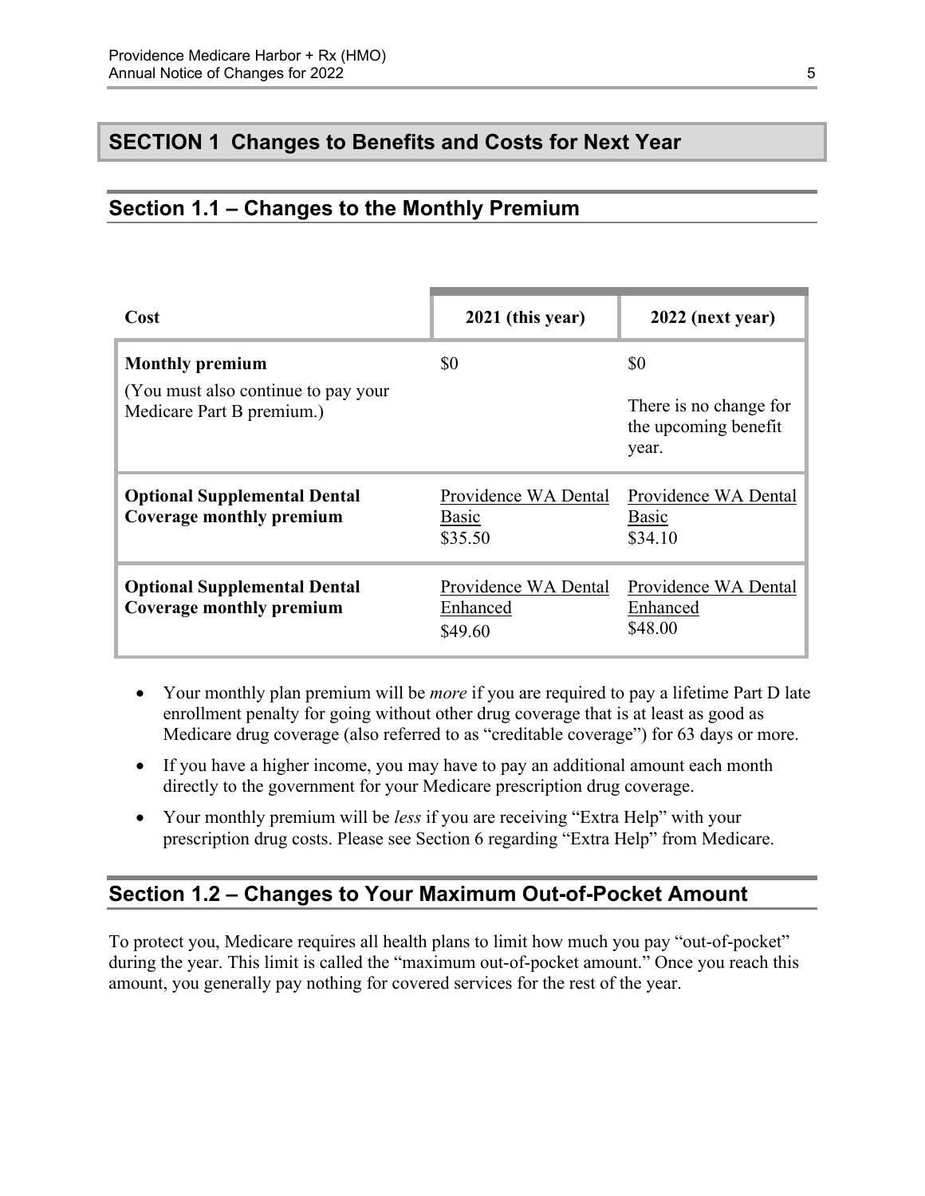# SECTION 1 Changes to Benefits and Costs for Next Year

## Section 1.1 – Changes to the Monthly Premium

| Cost | 2021 (this year) | 2022 (next year) |
|---|---|---|
| **Monthly premium**<br>(You must also continue to pay your Medicare Part B premium.) | $0 | $0<br>There is no change for the upcoming benefit year. |
| **Optional Supplemental Dental Coverage monthly premium** | Providence WA Dental Basic<br>$35.50 | Providence WA Dental Basic<br>$34.10 |
| **Optional Supplemental Dental Coverage monthly premium** | Providence WA Dental Enhanced<br>$49.60 | Providence WA Dental Enhanced<br>$48.00 |

- Your monthly plan premium will be *more* if you are required to pay a lifetime Part D late enrollment penalty for going without other drug coverage that is at least as good as Medicare drug coverage (also referred to as "creditable coverage") for 63 days or more.
- If you have a higher income, you may have to pay an additional amount each month directly to the government for your Medicare prescription drug coverage.
- Your monthly premium will be *less* if you are receiving "Extra Help" with your prescription drug costs. Please see Section 6 regarding "Extra Help" from Medicare.

## Section 1.2 – Changes to Your Maximum Out-of-Pocket Amount

To protect you, Medicare requires all health plans to limit how much you pay "out-of-pocket" during the year. This limit is called the "maximum out-of-pocket amount." Once you reach this amount, you generally pay nothing for covered services for the rest of the year.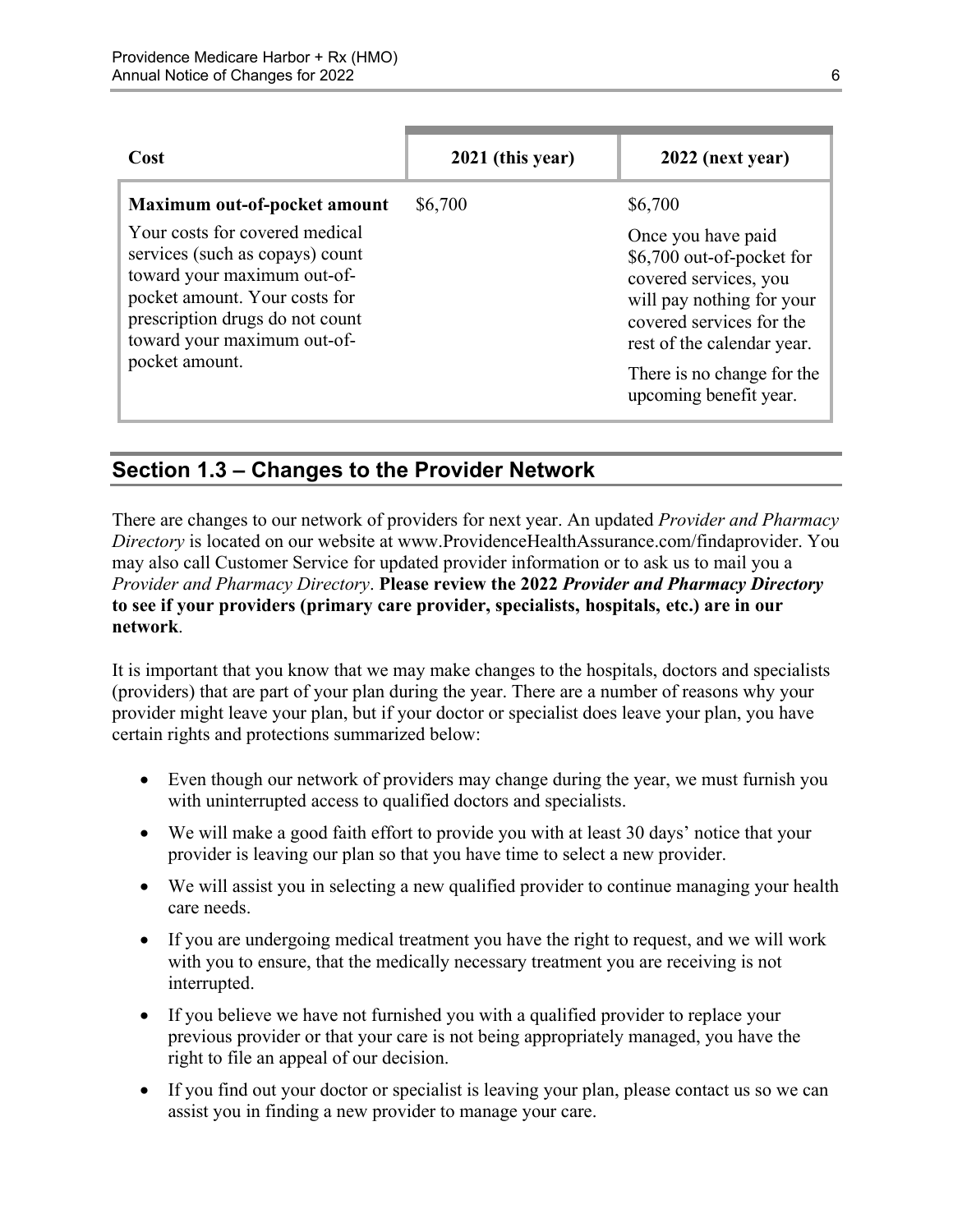| Cost | 2021 (this year) | 2022 (next year) |
| --- | --- | --- |
| **Maximum out-of-pocket amount**<br><br>Your costs for covered medical services (such as copays) count toward your maximum out-of-pocket amount. Your costs for prescription drugs do not count toward your maximum out-of-pocket amount. | $6,700 | $6,700<br><br>Once you have paid $6,700 out-of-pocket for covered services, you will pay nothing for your covered services for the rest of the calendar year.<br><br>There is no change for the upcoming benefit year. |

## Section 1.3 – Changes to the Provider Network

There are changes to our network of providers for next year. An updated *Provider and Pharmacy Directory* is located on our website at www.ProvidenceHealthAssurance.com/findaprovider. You may also call Customer Service for updated provider information or to ask us to mail you a *Provider and Pharmacy Directory*. **Please review the 2022 *Provider and Pharmacy Directory* to see if your providers (primary care provider, specialists, hospitals, etc.) are in our network**.

It is important that you know that we may make changes to the hospitals, doctors and specialists (providers) that are part of your plan during the year. There are a number of reasons why your provider might leave your plan, but if your doctor or specialist does leave your plan, you have certain rights and protections summarized below:

- Even though our network of providers may change during the year, we must furnish you with uninterrupted access to qualified doctors and specialists.
- We will make a good faith effort to provide you with at least 30 days' notice that your provider is leaving our plan so that you have time to select a new provider.
- We will assist you in selecting a new qualified provider to continue managing your health care needs.
- If you are undergoing medical treatment you have the right to request, and we will work with you to ensure, that the medically necessary treatment you are receiving is not interrupted.
- If you believe we have not furnished you with a qualified provider to replace your previous provider or that your care is not being appropriately managed, you have the right to file an appeal of our decision.
- If you find out your doctor or specialist is leaving your plan, please contact us so we can assist you in finding a new provider to manage your care.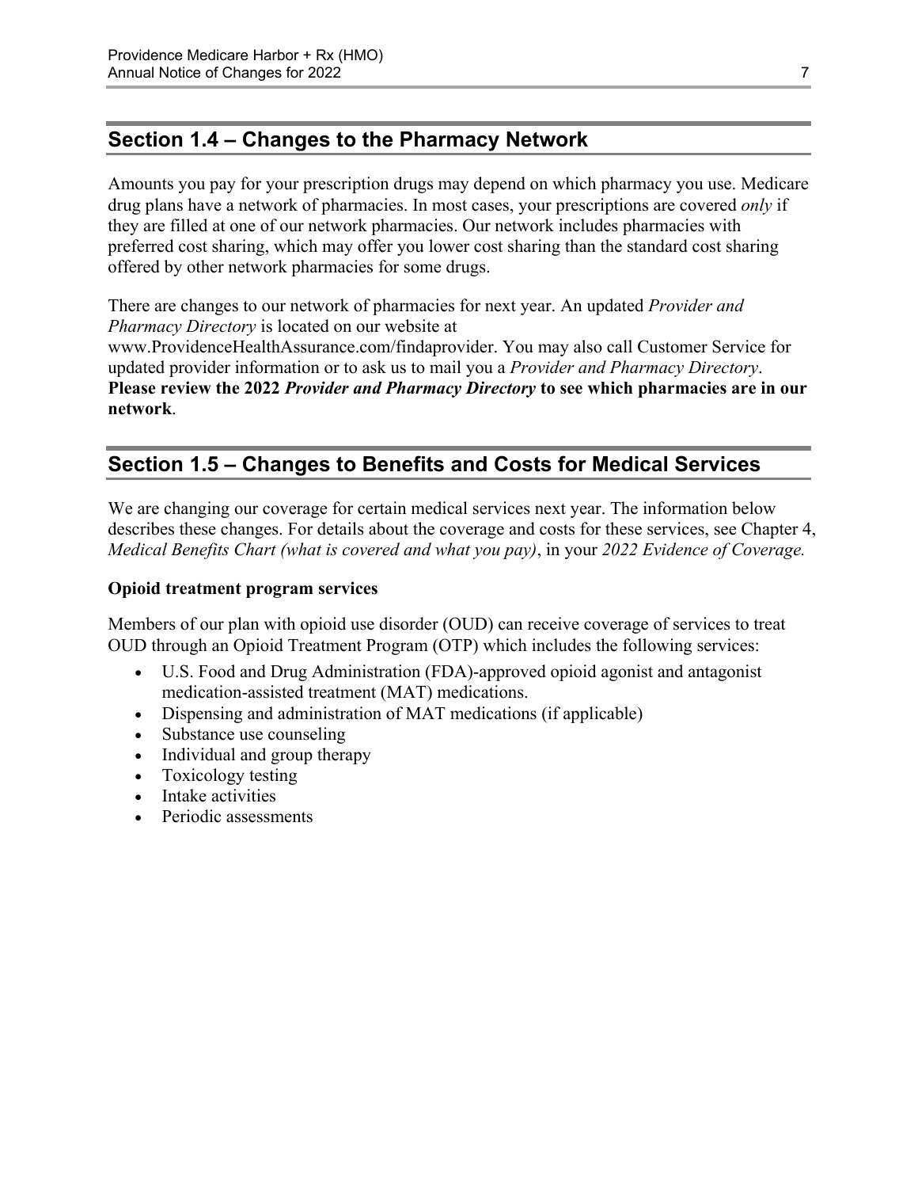## Section 1.4 – Changes to the Pharmacy Network

Amounts you pay for your prescription drugs may depend on which pharmacy you use. Medicare drug plans have a network of pharmacies. In most cases, your prescriptions are covered *only* if they are filled at one of our network pharmacies. Our network includes pharmacies with preferred cost sharing, which may offer you lower cost sharing than the standard cost sharing offered by other network pharmacies for some drugs.

There are changes to our network of pharmacies for next year. An updated *Provider and Pharmacy Directory* is located on our website at www.ProvidenceHealthAssurance.com/findaprovider. You may also call Customer Service for updated provider information or to ask us to mail you a *Provider and Pharmacy Directory*. **Please review the 2022 *Provider and Pharmacy Directory* to see which pharmacies are in our network**.

## Section 1.5 – Changes to Benefits and Costs for Medical Services

We are changing our coverage for certain medical services next year. The information below describes these changes. For details about the coverage and costs for these services, see Chapter 4, *Medical Benefits Chart (what is covered and what you pay)*, in your *2022 Evidence of Coverage.*

**Opioid treatment program services**

Members of our plan with opioid use disorder (OUD) can receive coverage of services to treat OUD through an Opioid Treatment Program (OTP) which includes the following services:

- U.S. Food and Drug Administration (FDA)-approved opioid agonist and antagonist medication-assisted treatment (MAT) medications.
- Dispensing and administration of MAT medications (if applicable)
- Substance use counseling
- Individual and group therapy
- Toxicology testing
- Intake activities
- Periodic assessments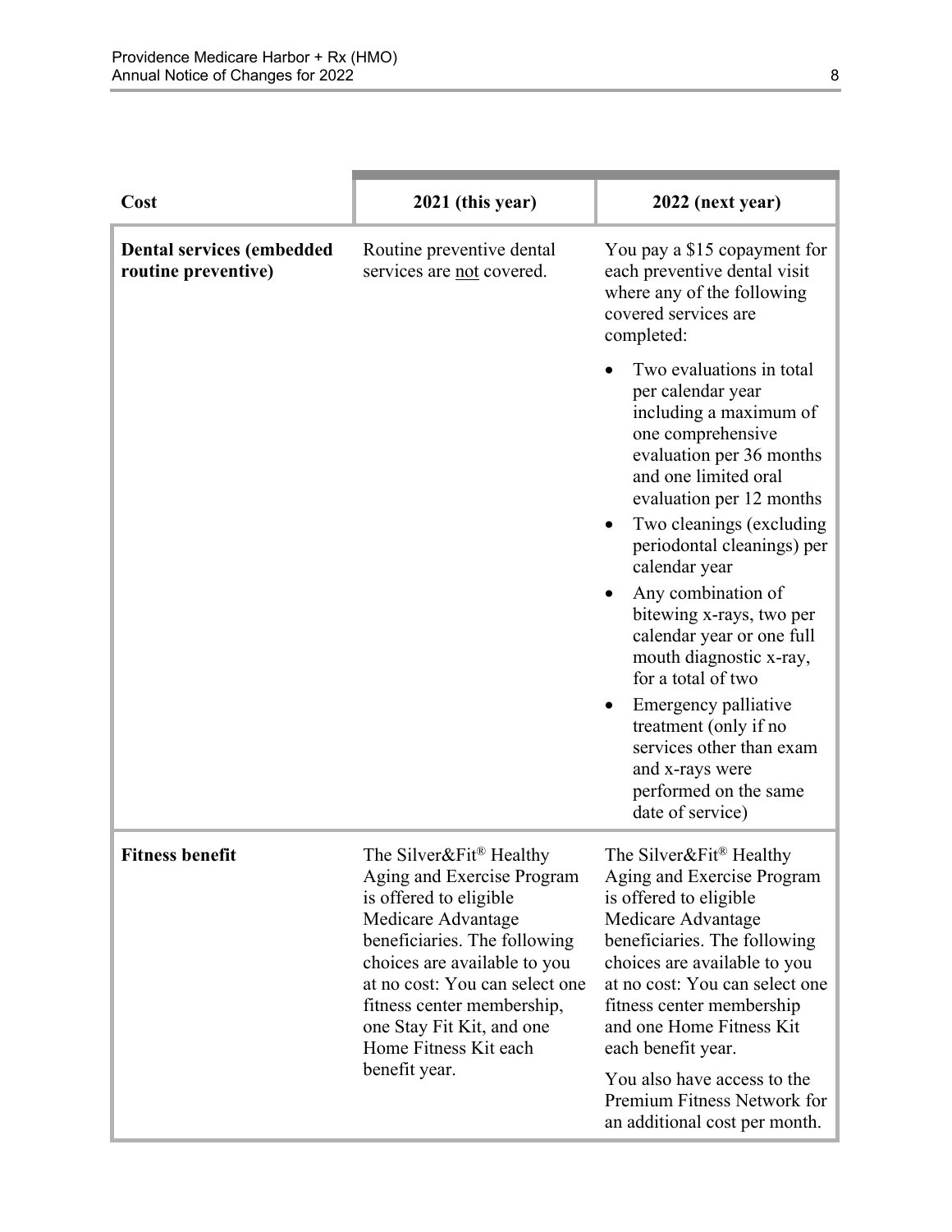| Cost | 2021 (this year) | 2022 (next year) |
| --- | --- | --- |
| **Dental services (embedded routine preventive)** | Routine preventive dental services are not covered. | You pay a $15 copayment for each preventive dental visit where any of the following covered services are completed:<br>• Two evaluations in total per calendar year including a maximum of one comprehensive evaluation per 36 months and one limited oral evaluation per 12 months<br>• Two cleanings (excluding periodontal cleanings) per calendar year<br>• Any combination of bitewing x-rays, two per calendar year or one full mouth diagnostic x-ray, for a total of two<br>• Emergency palliative treatment (only if no services other than exam and x-rays were performed on the same date of service) |
| **Fitness benefit** | The Silver&Fit® Healthy Aging and Exercise Program is offered to eligible Medicare Advantage beneficiaries. The following choices are available to you at no cost: You can select one fitness center membership, one Stay Fit Kit, and one Home Fitness Kit each benefit year. | The Silver&Fit® Healthy Aging and Exercise Program is offered to eligible Medicare Advantage beneficiaries. The following choices are available to you at no cost: You can select one fitness center membership and one Home Fitness Kit each benefit year.<br><br>You also have access to the Premium Fitness Network for an additional cost per month. |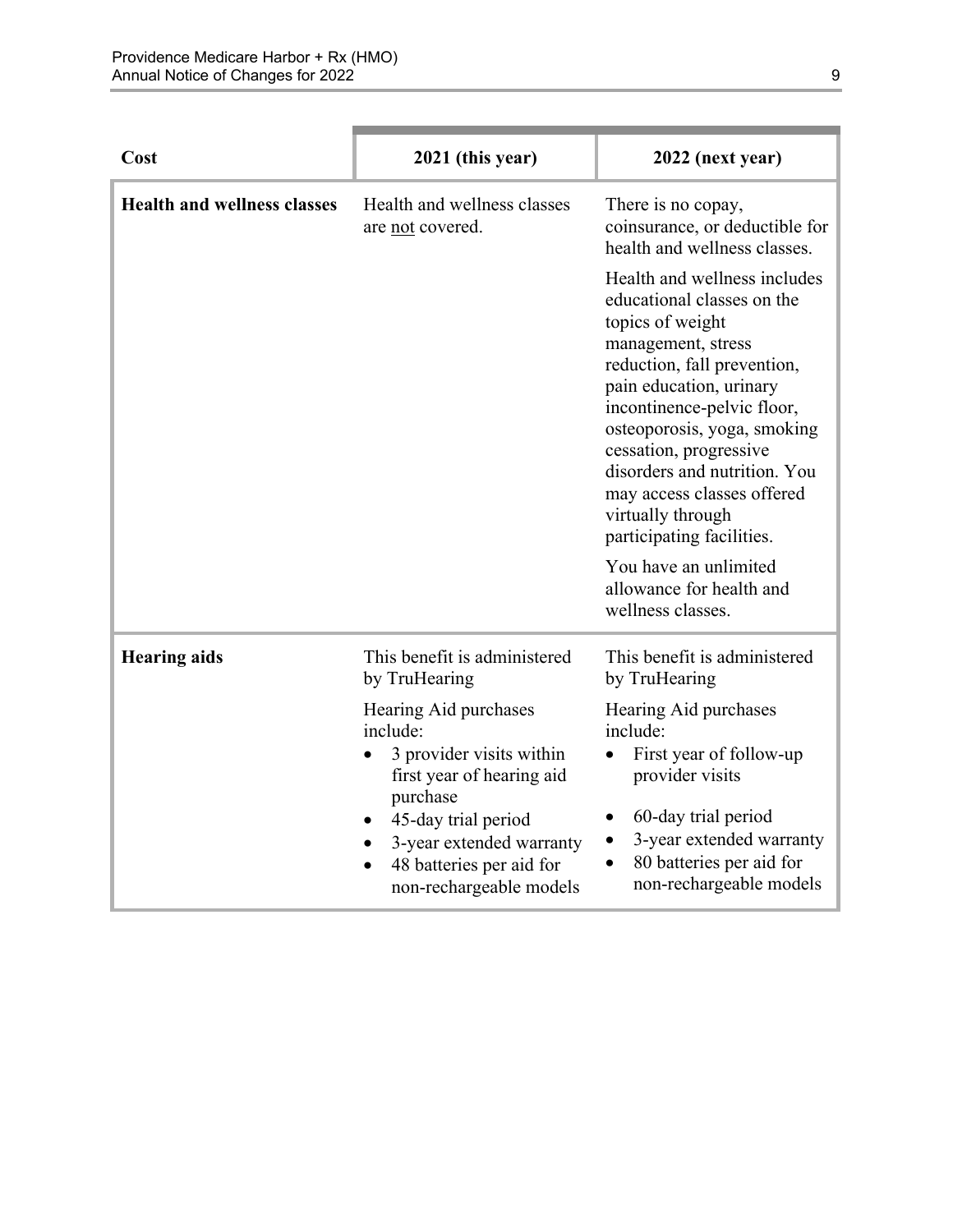| Cost | 2021 (this year) | 2022 (next year) |
|---|---|---|
| **Health and wellness classes** | Health and wellness classes are <u>not</u> covered. | There is no copay, coinsurance, or deductible for health and wellness classes.<br><br>Health and wellness includes educational classes on the topics of weight management, stress reduction, fall prevention, pain education, urinary incontinence-pelvic floor, osteoporosis, yoga, smoking cessation, progressive disorders and nutrition. You may access classes offered virtually through participating facilities.<br><br>You have an unlimited allowance for health and wellness classes. |
| **Hearing aids** | This benefit is administered by TruHearing<br><br>Hearing Aid purchases include:<br>• 3 provider visits within first year of hearing aid purchase<br>• 45-day trial period<br>• 3-year extended warranty<br>• 48 batteries per aid for non-rechargeable models | This benefit is administered by TruHearing<br><br>Hearing Aid purchases include:<br>• First year of follow-up provider visits<br>• 60-day trial period<br>• 3-year extended warranty<br>• 80 batteries per aid for non-rechargeable models |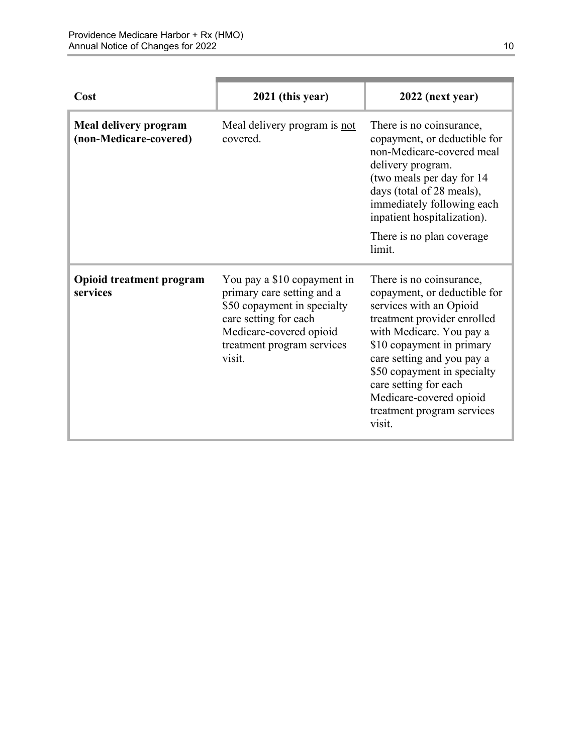| Cost | 2021 (this year) | 2022 (next year) |
|---|---|---|
| **Meal delivery program (non-Medicare-covered)** | Meal delivery program is <u>not</u> covered. | There is no coinsurance, copayment, or deductible for non-Medicare-covered meal delivery program. (two meals per day for 14 days (total of 28 meals), immediately following each inpatient hospitalization).<br><br>There is no plan coverage limit. |
| **Opioid treatment program services** | You pay a $10 copayment in primary care setting and a $50 copayment in specialty care setting for each Medicare-covered opioid treatment program services visit. | There is no coinsurance, copayment, or deductible for services with an Opioid treatment provider enrolled with Medicare. You pay a $10 copayment in primary care setting and you pay a $50 copayment in specialty care setting for each Medicare-covered opioid treatment program services visit. |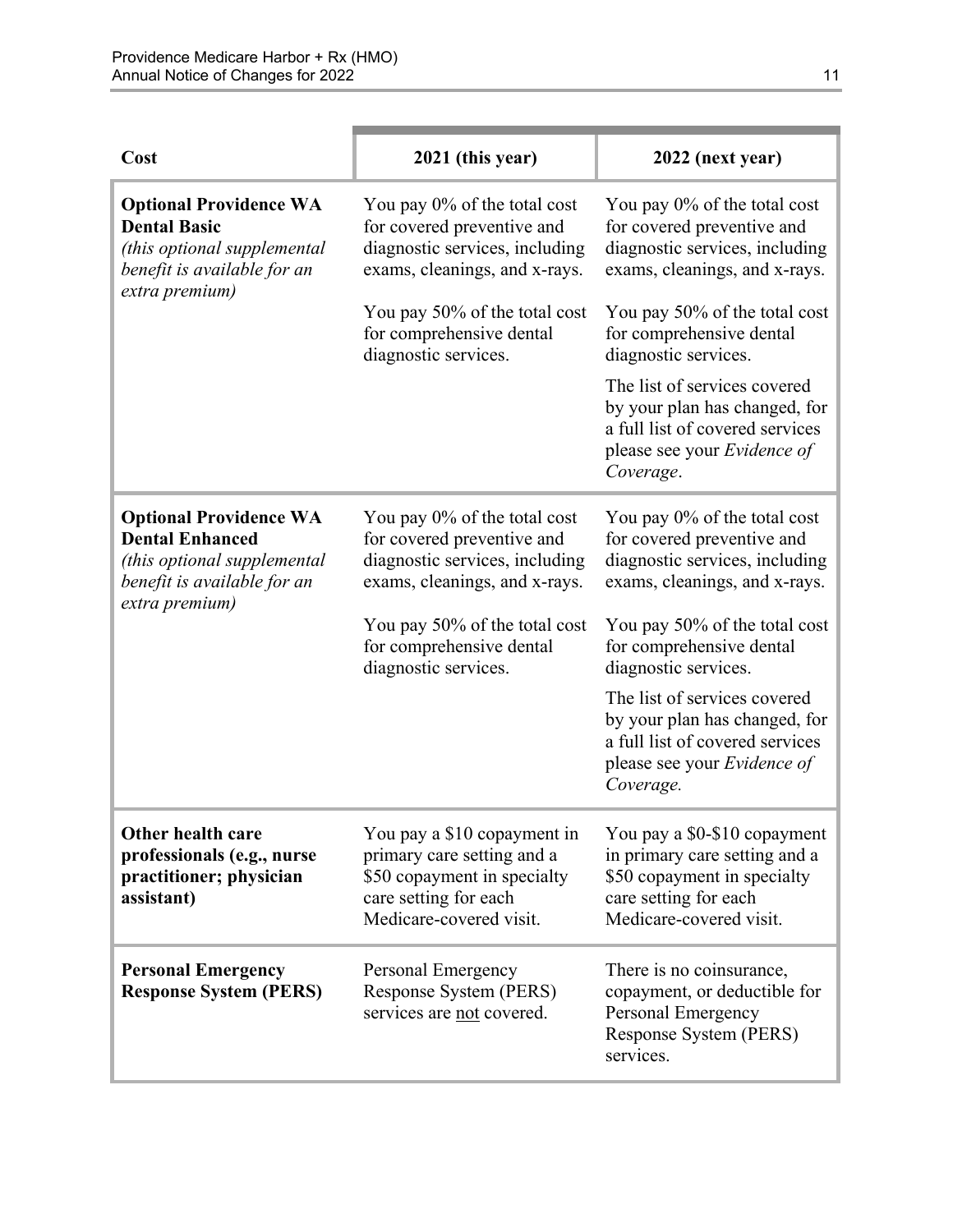| Cost | 2021 (this year) | 2022 (next year) |
|---|---|---|
| **Optional Providence WA Dental Basic** *(this optional supplemental benefit is available for an extra premium)* | You pay 0% of the total cost for covered preventive and diagnostic services, including exams, cleanings, and x-rays.<br><br>You pay 50% of the total cost for comprehensive dental diagnostic services. | You pay 0% of the total cost for covered preventive and diagnostic services, including exams, cleanings, and x-rays.<br><br>You pay 50% of the total cost for comprehensive dental diagnostic services.<br><br>The list of services covered by your plan has changed, for a full list of covered services please see your *Evidence of Coverage*. |
| **Optional Providence WA Dental Enhanced** *(this optional supplemental benefit is available for an extra premium)* | You pay 0% of the total cost for covered preventive and diagnostic services, including exams, cleanings, and x-rays.<br><br>You pay 50% of the total cost for comprehensive dental diagnostic services. | You pay 0% of the total cost for covered preventive and diagnostic services, including exams, cleanings, and x-rays.<br><br>You pay 50% of the total cost for comprehensive dental diagnostic services.<br><br>The list of services covered by your plan has changed, for a full list of covered services please see your *Evidence of Coverage.* |
| **Other health care professionals (e.g., nurse practitioner; physician assistant)** | You pay a $10 copayment in primary care setting and a $50 copayment in specialty care setting for each Medicare-covered visit. | You pay a $0-$10 copayment in primary care setting and a $50 copayment in specialty care setting for each Medicare-covered visit. |
| **Personal Emergency Response System (PERS)** | Personal Emergency Response System (PERS) services are not covered. | There is no coinsurance, copayment, or deductible for Personal Emergency Response System (PERS) services. |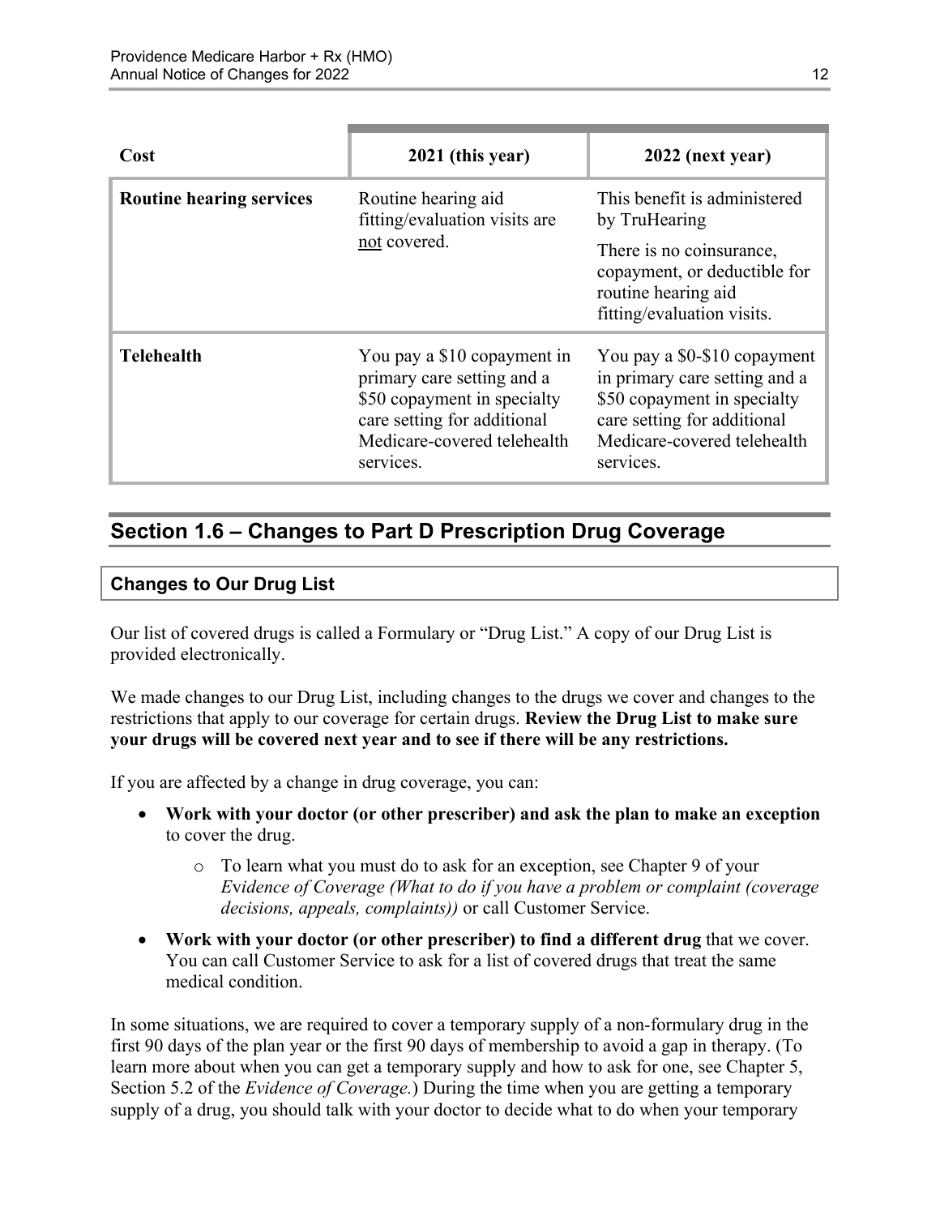| Cost | 2021 (this year) | 2022 (next year) |
|---|---|---|
| **Routine hearing services** | Routine hearing aid fitting/evaluation visits are not covered. | This benefit is administered by TruHearing<br><br>There is no coinsurance, copayment, or deductible for routine hearing aid fitting/evaluation visits. |
| **Telehealth** | You pay a $10 copayment in primary care setting and a $50 copayment in specialty care setting for additional Medicare-covered telehealth services. | You pay a $0-$10 copayment in primary care setting and a $50 copayment in specialty care setting for additional Medicare-covered telehealth services. |

## Section 1.6 – Changes to Part D Prescription Drug Coverage

### Changes to Our Drug List

Our list of covered drugs is called a Formulary or "Drug List." A copy of our Drug List is provided electronically.

We made changes to our Drug List, including changes to the drugs we cover and changes to the restrictions that apply to our coverage for certain drugs. **Review the Drug List to make sure your drugs will be covered next year and to see if there will be any restrictions.**

If you are affected by a change in drug coverage, you can:

- **Work with your doctor (or other prescriber) and ask the plan to make an exception** to cover the drug.
    - To learn what you must do to ask for an exception, see Chapter 9 of your *Evidence of Coverage (What to do if you have a problem or complaint (coverage decisions, appeals, complaints))* or call Customer Service.
- **Work with your doctor (or other prescriber) to find a different drug** that we cover. You can call Customer Service to ask for a list of covered drugs that treat the same medical condition.

In some situations, we are required to cover a temporary supply of a non-formulary drug in the first 90 days of the plan year or the first 90 days of membership to avoid a gap in therapy. (To learn more about when you can get a temporary supply and how to ask for one, see Chapter 5, Section 5.2 of the *Evidence of Coverage.*) During the time when you are getting a temporary supply of a drug, you should talk with your doctor to decide what to do when your temporary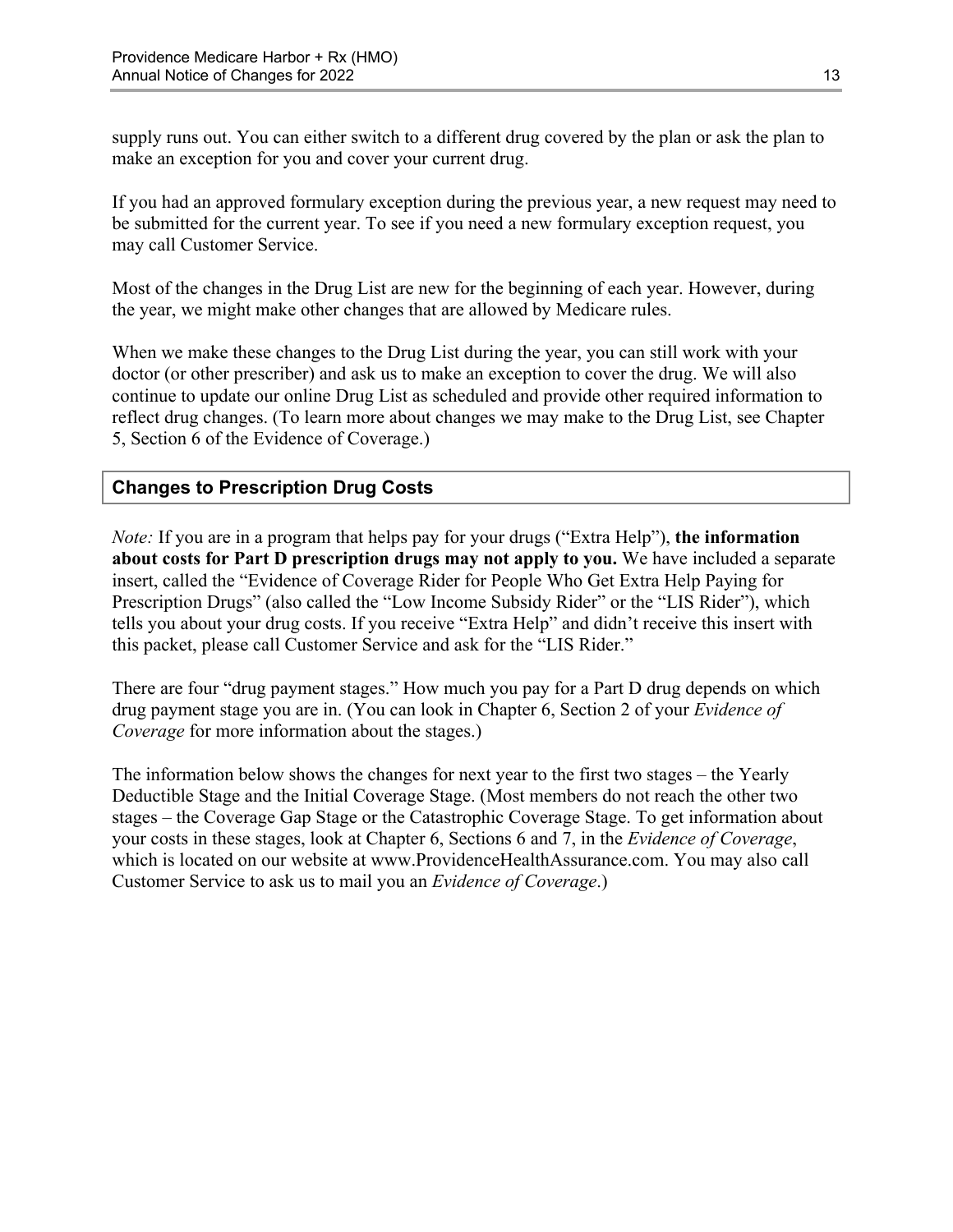supply runs out. You can either switch to a different drug covered by the plan or ask the plan to make an exception for you and cover your current drug.

If you had an approved formulary exception during the previous year, a new request may need to be submitted for the current year. To see if you need a new formulary exception request, you may call Customer Service.

Most of the changes in the Drug List are new for the beginning of each year. However, during the year, we might make other changes that are allowed by Medicare rules.

When we make these changes to the Drug List during the year, you can still work with your doctor (or other prescriber) and ask us to make an exception to cover the drug. We will also continue to update our online Drug List as scheduled and provide other required information to reflect drug changes. (To learn more about changes we may make to the Drug List, see Chapter 5, Section 6 of the Evidence of Coverage.)

## Changes to Prescription Drug Costs

*Note:* If you are in a program that helps pay for your drugs ("Extra Help"), **the information about costs for Part D prescription drugs may not apply to you.** We have included a separate insert, called the "Evidence of Coverage Rider for People Who Get Extra Help Paying for Prescription Drugs" (also called the "Low Income Subsidy Rider" or the "LIS Rider"), which tells you about your drug costs. If you receive "Extra Help" and didn't receive this insert with this packet, please call Customer Service and ask for the "LIS Rider."

There are four "drug payment stages." How much you pay for a Part D drug depends on which drug payment stage you are in. (You can look in Chapter 6, Section 2 of your *Evidence of Coverage* for more information about the stages.)

The information below shows the changes for next year to the first two stages – the Yearly Deductible Stage and the Initial Coverage Stage. (Most members do not reach the other two stages – the Coverage Gap Stage or the Catastrophic Coverage Stage. To get information about your costs in these stages, look at Chapter 6, Sections 6 and 7, in the *Evidence of Coverage*, which is located on our website at www.ProvidenceHealthAssurance.com. You may also call Customer Service to ask us to mail you an *Evidence of Coverage*.)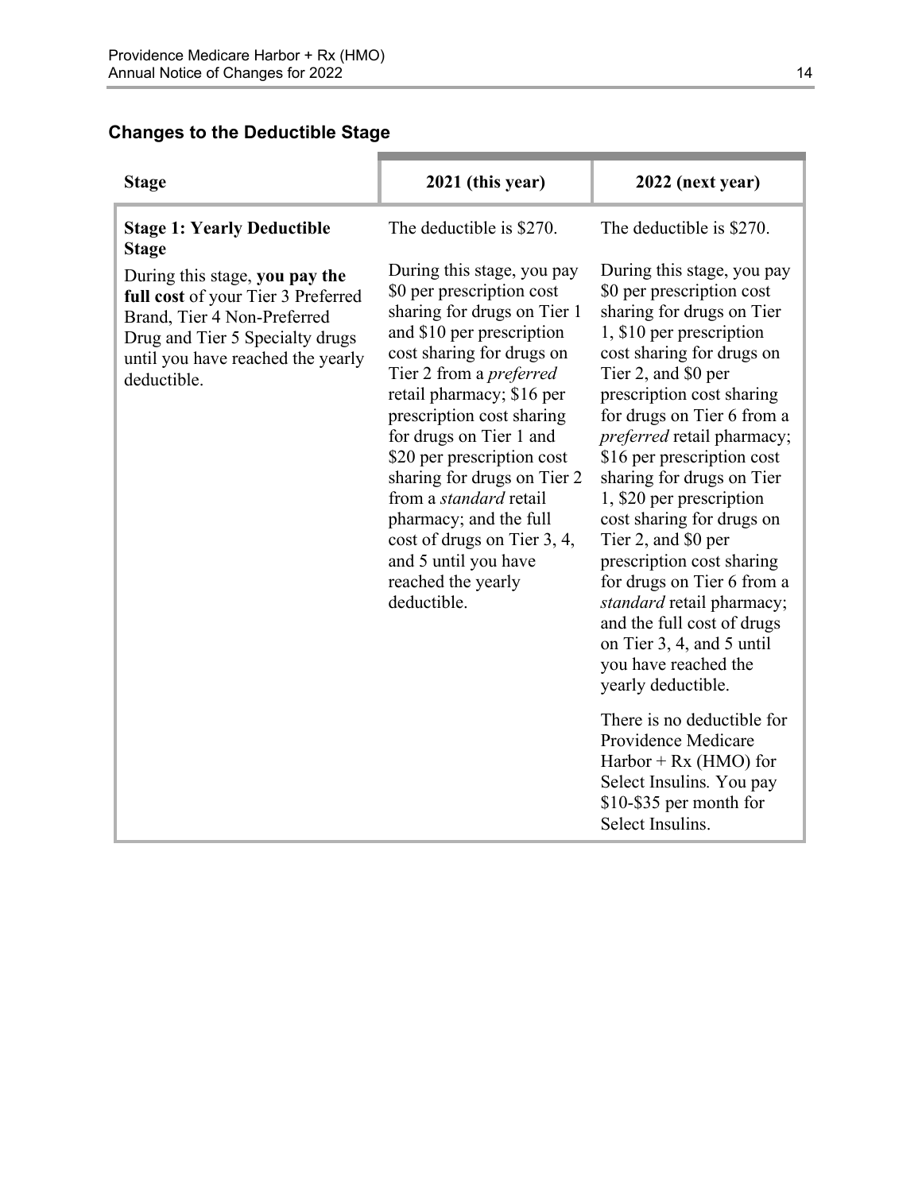## Changes to the Deductible Stage

| Stage | 2021 (this year) | 2022 (next year) |
|---|---|---|
| **Stage 1: Yearly Deductible Stage**<br><br>During this stage, **you pay the full cost** of your Tier 3 Preferred Brand, Tier 4 Non-Preferred Drug and Tier 5 Specialty drugs until you have reached the yearly deductible. | The deductible is $270.<br><br>During this stage, you pay $0 per prescription cost sharing for drugs on Tier 1 and $10 per prescription cost sharing for drugs on Tier 2 from a *preferred* retail pharmacy; $16 per prescription cost sharing for drugs on Tier 1 and $20 per prescription cost sharing for drugs on Tier 2 from a *standard* retail pharmacy; and the full cost of drugs on Tier 3, 4, and 5 until you have reached the yearly deductible. | The deductible is $270.<br><br>During this stage, you pay $0 per prescription cost sharing for drugs on Tier 1, $10 per prescription cost sharing for drugs on Tier 2, and $0 per prescription cost sharing for drugs on Tier 6 from a *preferred* retail pharmacy; $16 per prescription cost sharing for drugs on Tier 1, $20 per prescription cost sharing for drugs on Tier 2, and $0 per prescription cost sharing for drugs on Tier 6 from a *standard* retail pharmacy; and the full cost of drugs on Tier 3, 4, and 5 until you have reached the yearly deductible.<br><br>There is no deductible for Providence Medicare Harbor + Rx (HMO) for Select Insulins. You pay $10-$35 per month for Select Insulins. |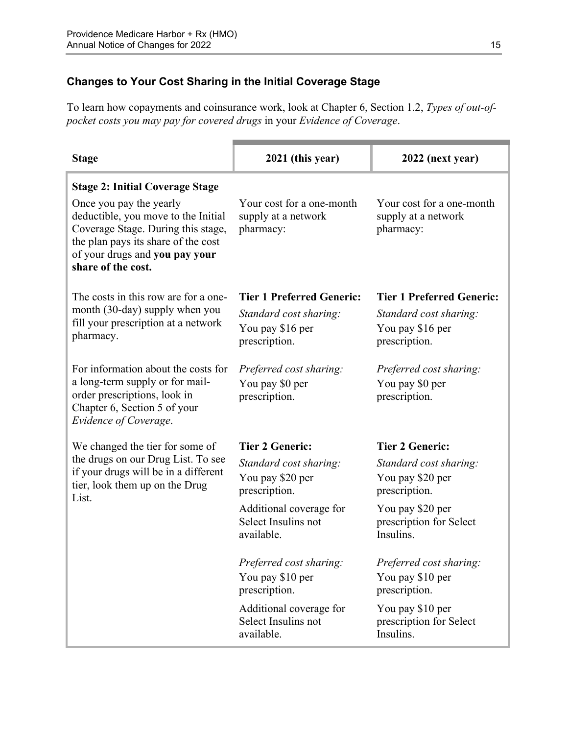### Changes to Your Cost Sharing in the Initial Coverage Stage

To learn how copayments and coinsurance work, look at Chapter 6, Section 1.2, *Types of out-of-pocket costs you may pay for covered drugs* in your *Evidence of Coverage*.

| Stage | 2021 (this year) | 2022 (next year) |
|---|---|---|
| **Stage 2: Initial Coverage Stage**<br><br>Once you pay the yearly deductible, you move to the Initial Coverage Stage. During this stage, the plan pays its share of the cost of your drugs and **you pay your share of the cost.** | Your cost for a one-month supply at a network pharmacy: | Your cost for a one-month supply at a network pharmacy: |
| The costs in this row are for a one-month (30-day) supply when you fill your prescription at a network pharmacy.<br><br>For information about the costs for a long-term supply or for mail-order prescriptions, look in Chapter 6, Section 5 of your *Evidence of Coverage*.<br><br>We changed the tier for some of the drugs on our Drug List. To see if your drugs will be in a different tier, look them up on the Drug List. | **Tier 1 Preferred Generic:**<br><br>*Standard cost sharing:*<br>You pay $16 per prescription.<br><br>*Preferred cost sharing:*<br>You pay $0 per prescription.<br><br>**Tier 2 Generic:**<br><br>*Standard cost sharing:*<br>You pay $20 per prescription.<br><br>Additional coverage for Select Insulins not available.<br><br>*Preferred cost sharing:*<br>You pay $10 per prescription.<br><br>Additional coverage for Select Insulins not available. | **Tier 1 Preferred Generic:**<br><br>*Standard cost sharing:*<br>You pay $16 per prescription.<br><br>*Preferred cost sharing:*<br>You pay $0 per prescription.<br><br>**Tier 2 Generic:**<br><br>*Standard cost sharing:*<br>You pay $20 per prescription.<br><br>You pay $20 per prescription for Select Insulins.<br><br>*Preferred cost sharing:*<br>You pay $10 per prescription.<br><br>You pay $10 per prescription for Select Insulins. |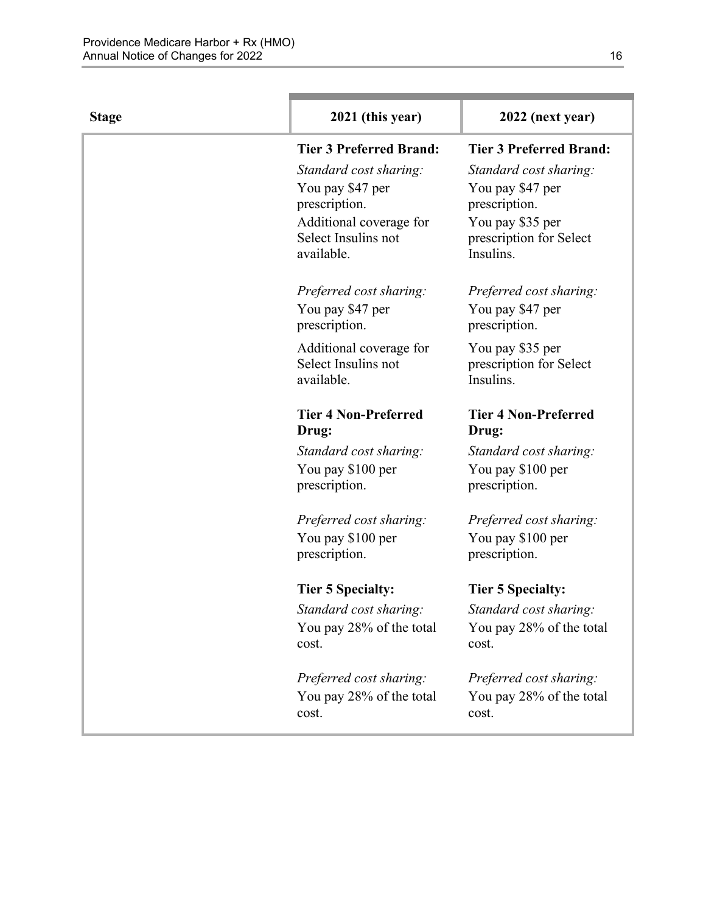| Stage | 2021 (this year) | 2022 (next year) |
|---|---|---|
| | **Tier 3 Preferred Brand:**<br>*Standard cost sharing:*<br>You pay $47 per prescription.<br>Additional coverage for Select Insulins not available.<br><br>*Preferred cost sharing:*<br>You pay $47 per prescription.<br>Additional coverage for Select Insulins not available.<br><br>**Tier 4 Non-Preferred Drug:**<br>*Standard cost sharing:*<br>You pay $100 per prescription.<br><br>*Preferred cost sharing:*<br>You pay $100 per prescription.<br><br>**Tier 5 Specialty:**<br>*Standard cost sharing:*<br>You pay 28% of the total cost.<br><br>*Preferred cost sharing:*<br>You pay 28% of the total cost. | **Tier 3 Preferred Brand:**<br>*Standard cost sharing:*<br>You pay $47 per prescription.<br>You pay $35 per prescription for Select Insulins.<br><br>*Preferred cost sharing:*<br>You pay $47 per prescription.<br>You pay $35 per prescription for Select Insulins.<br><br>**Tier 4 Non-Preferred Drug:**<br>*Standard cost sharing:*<br>You pay $100 per prescription.<br><br>*Preferred cost sharing:*<br>You pay $100 per prescription.<br><br>**Tier 5 Specialty:**<br>*Standard cost sharing:*<br>You pay 28% of the total cost.<br><br>*Preferred cost sharing:*<br>You pay 28% of the total cost. |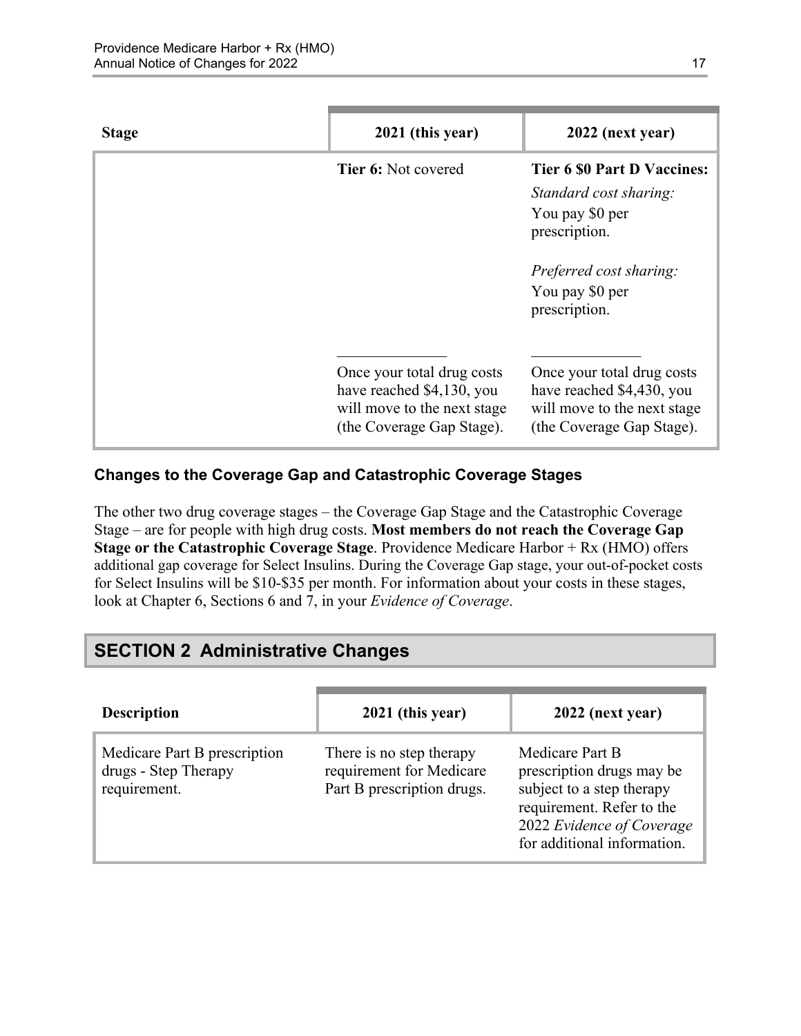| Stage | 2021 (this year) | 2022 (next year) |
|---|---|---|
| | **Tier 6:** Not covered | **Tier 6 $0 Part D Vaccines:**<br>*Standard cost sharing:*<br>You pay $0 per prescription.<br><br>*Preferred cost sharing:*<br>You pay $0 per prescription. |
| | Once your total drug costs have reached $4,130, you will move to the next stage (the Coverage Gap Stage). | Once your total drug costs have reached $4,430, you will move to the next stage (the Coverage Gap Stage). |

### Changes to the Coverage Gap and Catastrophic Coverage Stages

The other two drug coverage stages – the Coverage Gap Stage and the Catastrophic Coverage Stage – are for people with high drug costs. **Most members do not reach the Coverage Gap Stage or the Catastrophic Coverage Stage**. Providence Medicare Harbor + Rx (HMO) offers additional gap coverage for Select Insulins. During the Coverage Gap stage, your out-of-pocket costs for Select Insulins will be $10-$35 per month. For information about your costs in these stages, look at Chapter 6, Sections 6 and 7, in your *Evidence of Coverage*.

## SECTION 2 Administrative Changes

| Description | 2021 (this year) | 2022 (next year) |
|---|---|---|
| Medicare Part B prescription drugs - Step Therapy requirement. | There is no step therapy requirement for Medicare Part B prescription drugs. | Medicare Part B prescription drugs may be subject to a step therapy requirement. Refer to the 2022 *Evidence of Coverage* for additional information. |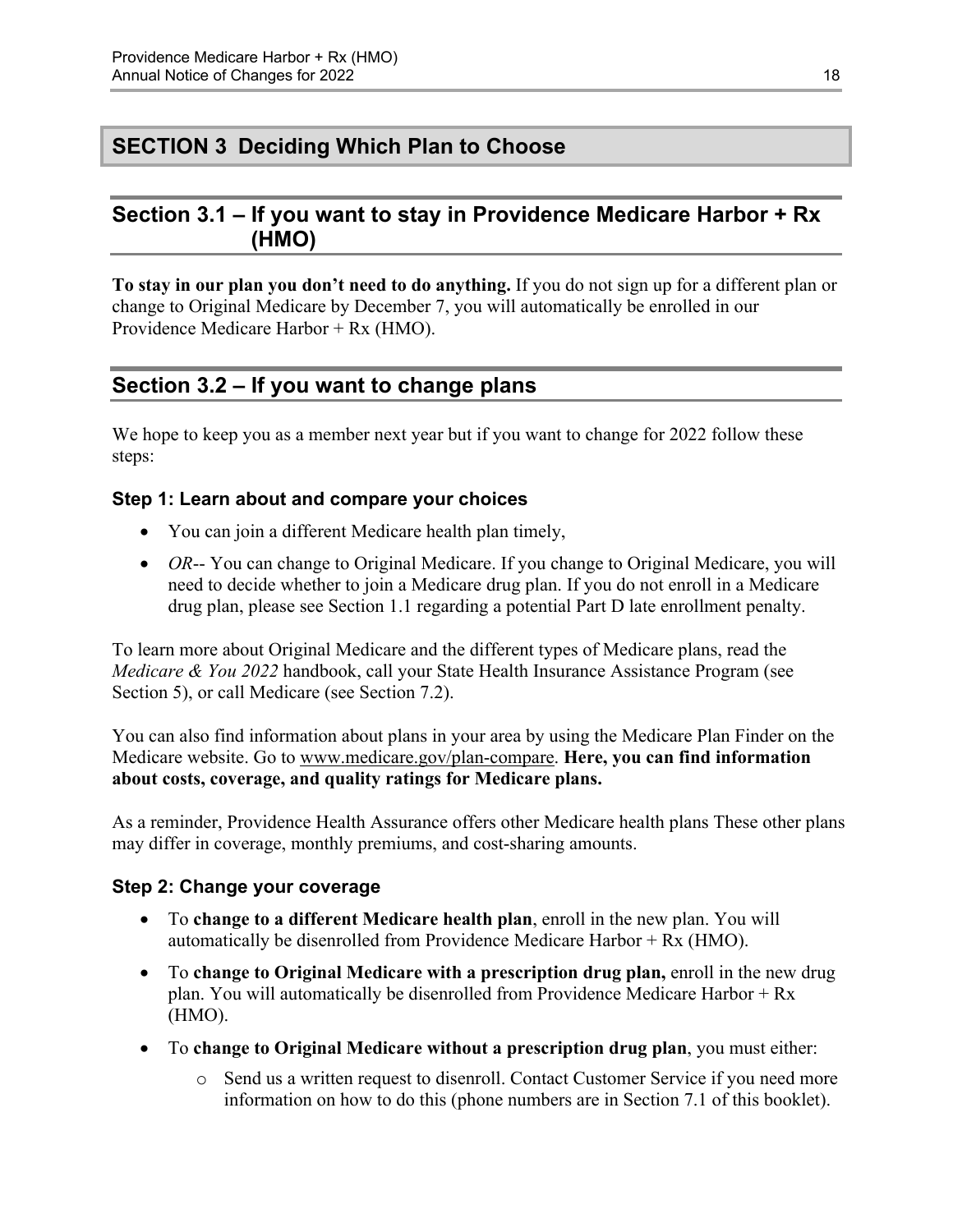# SECTION 3 Deciding Which Plan to Choose

## Section 3.1 – If you want to stay in Providence Medicare Harbor + Rx (HMO)

**To stay in our plan you don't need to do anything.** If you do not sign up for a different plan or change to Original Medicare by December 7, you will automatically be enrolled in our Providence Medicare Harbor + Rx (HMO).

## Section 3.2 – If you want to change plans

We hope to keep you as a member next year but if you want to change for 2022 follow these steps:

### Step 1: Learn about and compare your choices

- You can join a different Medicare health plan timely,
- *OR*-- You can change to Original Medicare. If you change to Original Medicare, you will need to decide whether to join a Medicare drug plan. If you do not enroll in a Medicare drug plan, please see Section 1.1 regarding a potential Part D late enrollment penalty.

To learn more about Original Medicare and the different types of Medicare plans, read the *Medicare & You 2022* handbook, call your State Health Insurance Assistance Program (see Section 5), or call Medicare (see Section 7.2).

You can also find information about plans in your area by using the Medicare Plan Finder on the Medicare website. Go to www.medicare.gov/plan-compare. **Here, you can find information about costs, coverage, and quality ratings for Medicare plans.**

As a reminder, Providence Health Assurance offers other Medicare health plans These other plans may differ in coverage, monthly premiums, and cost-sharing amounts.

### Step 2: Change your coverage

- To **change to a different Medicare health plan**, enroll in the new plan. You will automatically be disenrolled from Providence Medicare Harbor + Rx (HMO).
- To **change to Original Medicare with a prescription drug plan,** enroll in the new drug plan. You will automatically be disenrolled from Providence Medicare Harbor + Rx (HMO).
- To **change to Original Medicare without a prescription drug plan**, you must either:
  - Send us a written request to disenroll. Contact Customer Service if you need more information on how to do this (phone numbers are in Section 7.1 of this booklet).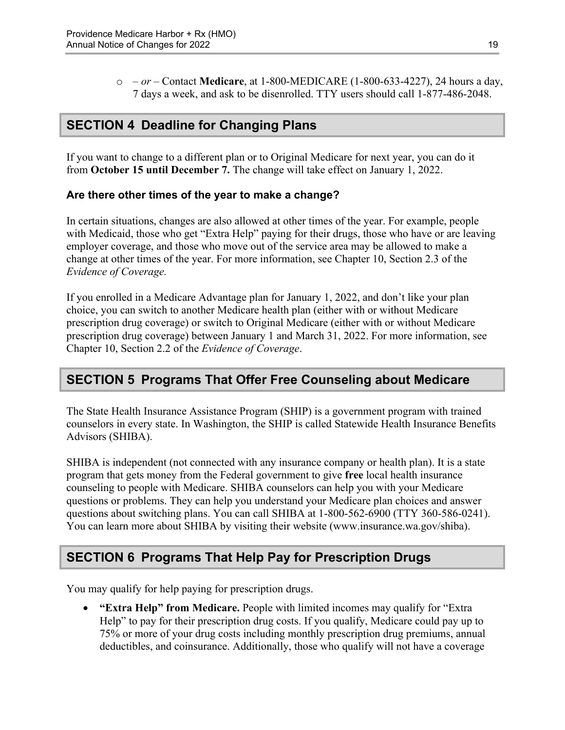- *– or –* Contact **Medicare**, at 1-800-MEDICARE (1-800-633-4227), 24 hours a day, 7 days a week, and ask to be disenrolled. TTY users should call 1-877-486-2048.

## SECTION 4 Deadline for Changing Plans

If you want to change to a different plan or to Original Medicare for next year, you can do it from **October 15 until December 7.** The change will take effect on January 1, 2022.

### Are there other times of the year to make a change?

In certain situations, changes are also allowed at other times of the year. For example, people with Medicaid, those who get "Extra Help" paying for their drugs, those who have or are leaving employer coverage, and those who move out of the service area may be allowed to make a change at other times of the year. For more information, see Chapter 10, Section 2.3 of the *Evidence of Coverage.*

If you enrolled in a Medicare Advantage plan for January 1, 2022, and don't like your plan choice, you can switch to another Medicare health plan (either with or without Medicare prescription drug coverage) or switch to Original Medicare (either with or without Medicare prescription drug coverage) between January 1 and March 31, 2022. For more information, see Chapter 10, Section 2.2 of the *Evidence of Coverage*.

## SECTION 5 Programs That Offer Free Counseling about Medicare

The State Health Insurance Assistance Program (SHIP) is a government program with trained counselors in every state. In Washington, the SHIP is called Statewide Health Insurance Benefits Advisors (SHIBA).

SHIBA is independent (not connected with any insurance company or health plan). It is a state program that gets money from the Federal government to give **free** local health insurance counseling to people with Medicare. SHIBA counselors can help you with your Medicare questions or problems. They can help you understand your Medicare plan choices and answer questions about switching plans. You can call SHIBA at 1-800-562-6900 (TTY 360-586-0241). You can learn more about SHIBA by visiting their website (www.insurance.wa.gov/shiba).

## SECTION 6 Programs That Help Pay for Prescription Drugs

You may qualify for help paying for prescription drugs.

- **"Extra Help" from Medicare.** People with limited incomes may qualify for "Extra Help" to pay for their prescription drug costs. If you qualify, Medicare could pay up to 75% or more of your drug costs including monthly prescription drug premiums, annual deductibles, and coinsurance. Additionally, those who qualify will not have a coverage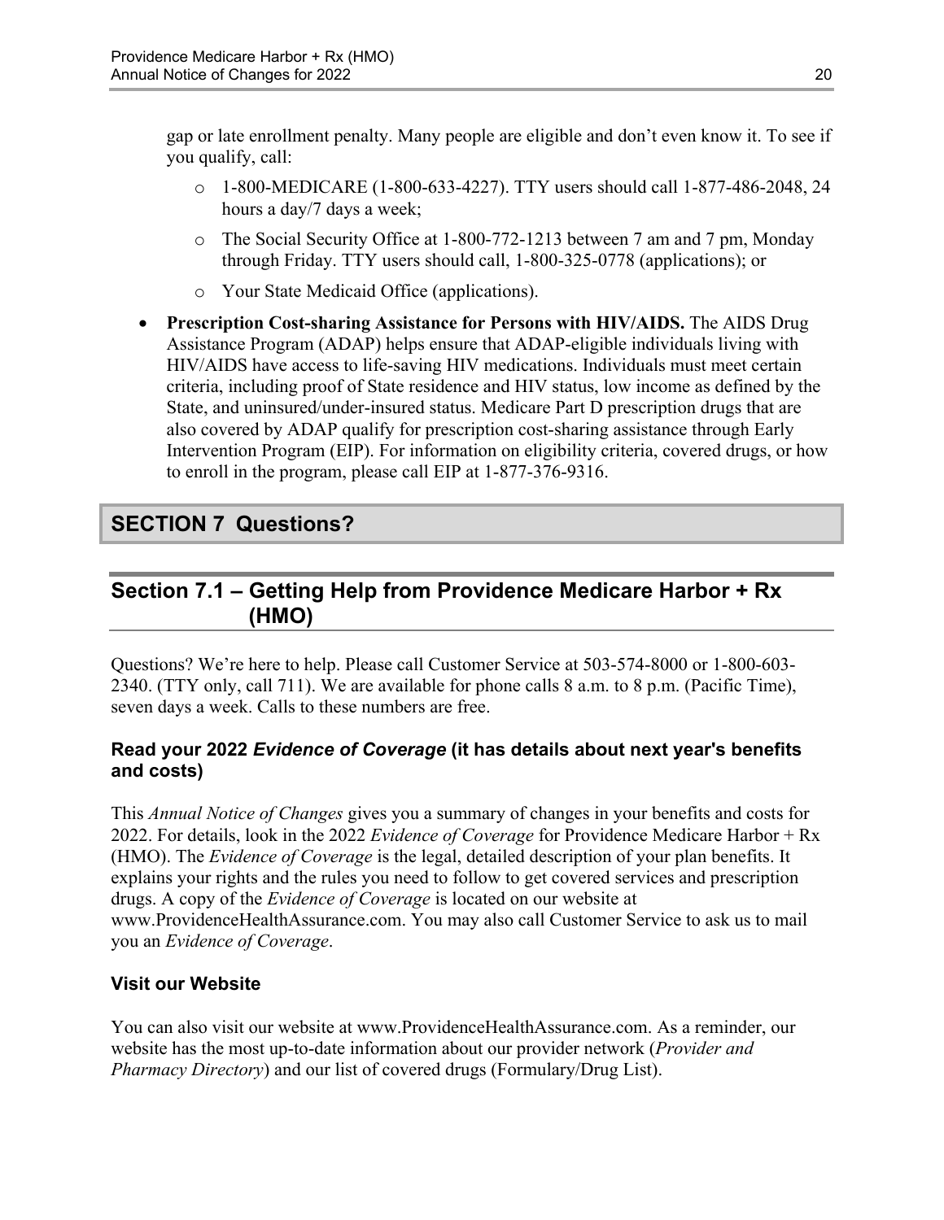gap or late enrollment penalty. Many people are eligible and don't even know it. To see if you qualify, call:

  - 1-800-MEDICARE (1-800-633-4227). TTY users should call 1-877-486-2048, 24 hours a day/7 days a week;
  - The Social Security Office at 1-800-772-1213 between 7 am and 7 pm, Monday through Friday. TTY users should call, 1-800-325-0778 (applications); or
  - Your State Medicaid Office (applications).

- **Prescription Cost-sharing Assistance for Persons with HIV/AIDS.** The AIDS Drug Assistance Program (ADAP) helps ensure that ADAP-eligible individuals living with HIV/AIDS have access to life-saving HIV medications. Individuals must meet certain criteria, including proof of State residence and HIV status, low income as defined by the State, and uninsured/under-insured status. Medicare Part D prescription drugs that are also covered by ADAP qualify for prescription cost-sharing assistance through Early Intervention Program (EIP). For information on eligibility criteria, covered drugs, or how to enroll in the program, please call EIP at 1-877-376-9316.

# SECTION 7 Questions?

## Section 7.1 – Getting Help from Providence Medicare Harbor + Rx (HMO)

Questions? We're here to help. Please call Customer Service at 503-574-8000 or 1-800-603-2340. (TTY only, call 711). We are available for phone calls 8 a.m. to 8 p.m. (Pacific Time), seven days a week. Calls to these numbers are free.

### Read your 2022 *Evidence of Coverage* (it has details about next year's benefits and costs)

This *Annual Notice of Changes* gives you a summary of changes in your benefits and costs for 2022. For details, look in the 2022 *Evidence of Coverage* for Providence Medicare Harbor + Rx (HMO). The *Evidence of Coverage* is the legal, detailed description of your plan benefits. It explains your rights and the rules you need to follow to get covered services and prescription drugs. A copy of the *Evidence of Coverage* is located on our website at www.ProvidenceHealthAssurance.com. You may also call Customer Service to ask us to mail you an *Evidence of Coverage*.

### Visit our Website

You can also visit our website at www.ProvidenceHealthAssurance.com. As a reminder, our website has the most up-to-date information about our provider network (*Provider and Pharmacy Directory*) and our list of covered drugs (Formulary/Drug List).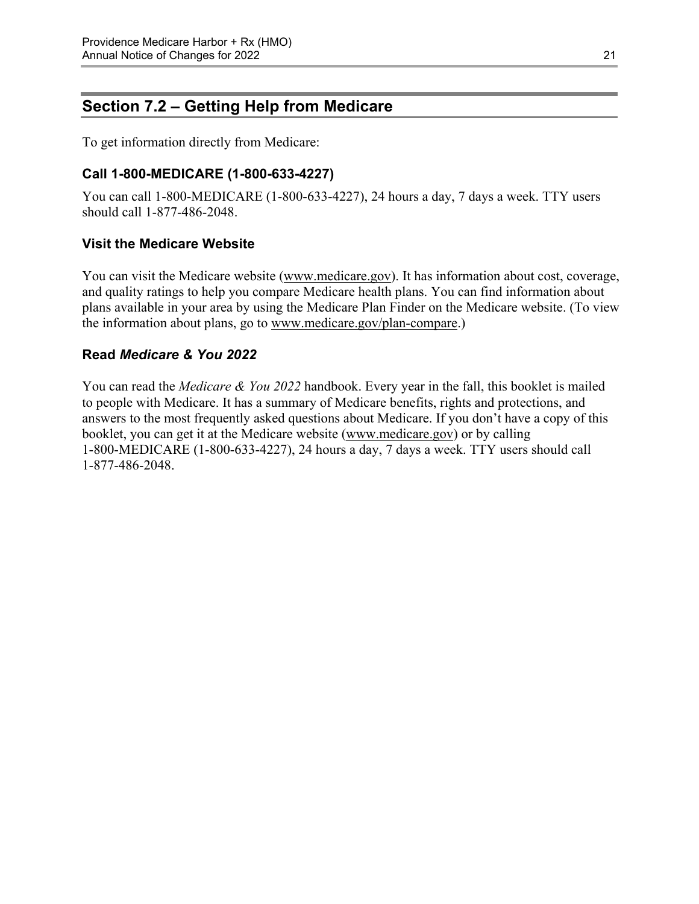## Section 7.2 – Getting Help from Medicare

To get information directly from Medicare:

### Call 1-800-MEDICARE (1-800-633-4227)

You can call 1-800-MEDICARE (1-800-633-4227), 24 hours a day, 7 days a week. TTY users should call 1-877-486-2048.

### Visit the Medicare Website

You can visit the Medicare website (www.medicare.gov). It has information about cost, coverage, and quality ratings to help you compare Medicare health plans. You can find information about plans available in your area by using the Medicare Plan Finder on the Medicare website. (To view the information about plans, go to www.medicare.gov/plan-compare.)

### Read *Medicare & You 2022*

You can read the *Medicare & You 2022* handbook. Every year in the fall, this booklet is mailed to people with Medicare. It has a summary of Medicare benefits, rights and protections, and answers to the most frequently asked questions about Medicare. If you don't have a copy of this booklet, you can get it at the Medicare website (www.medicare.gov) or by calling 1-800-MEDICARE (1-800-633-4227), 24 hours a day, 7 days a week. TTY users should call 1-877-486-2048.